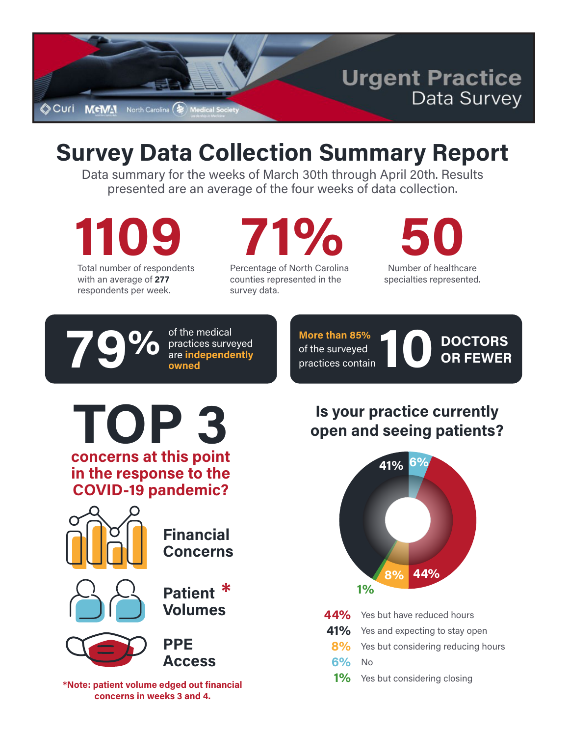Curi | MGMA | North Carolina Medical Society

# Urgent Practice Data Survey

# Survey Data Collection Summary Report

Data summary for the weeks of March 30th through April 20th. Results presented are an average of the four weeks of data collection.

**1109**
Total number of respondents with an average of **277** respondents per week.

**71%**
Percentage of North Carolina counties represented in the survey data.

**50**
Number of healthcare specialties represented.

**79%** of the medical practices surveyed are **independently owned**

**More than 85%** of the surveyed practices contain **10 DOCTORS OR FEWER**

## TOP 3 concerns at this point in the response to the COVID-19 pandemic?

- **Financial Concerns**
- **Patient Volumes** *
- **PPE Access**

*Note: patient volume edged out financial concerns in weeks 3 and 4.

## Is your practice currently open and seeing patients?

| % | Response |
|---|---|
| 44% | Yes but have reduced hours |
| 41% | Yes and expecting to stay open |
| 8% | Yes but considering reducing hours |
| 6% | No |
| 1% | Yes but considering closing |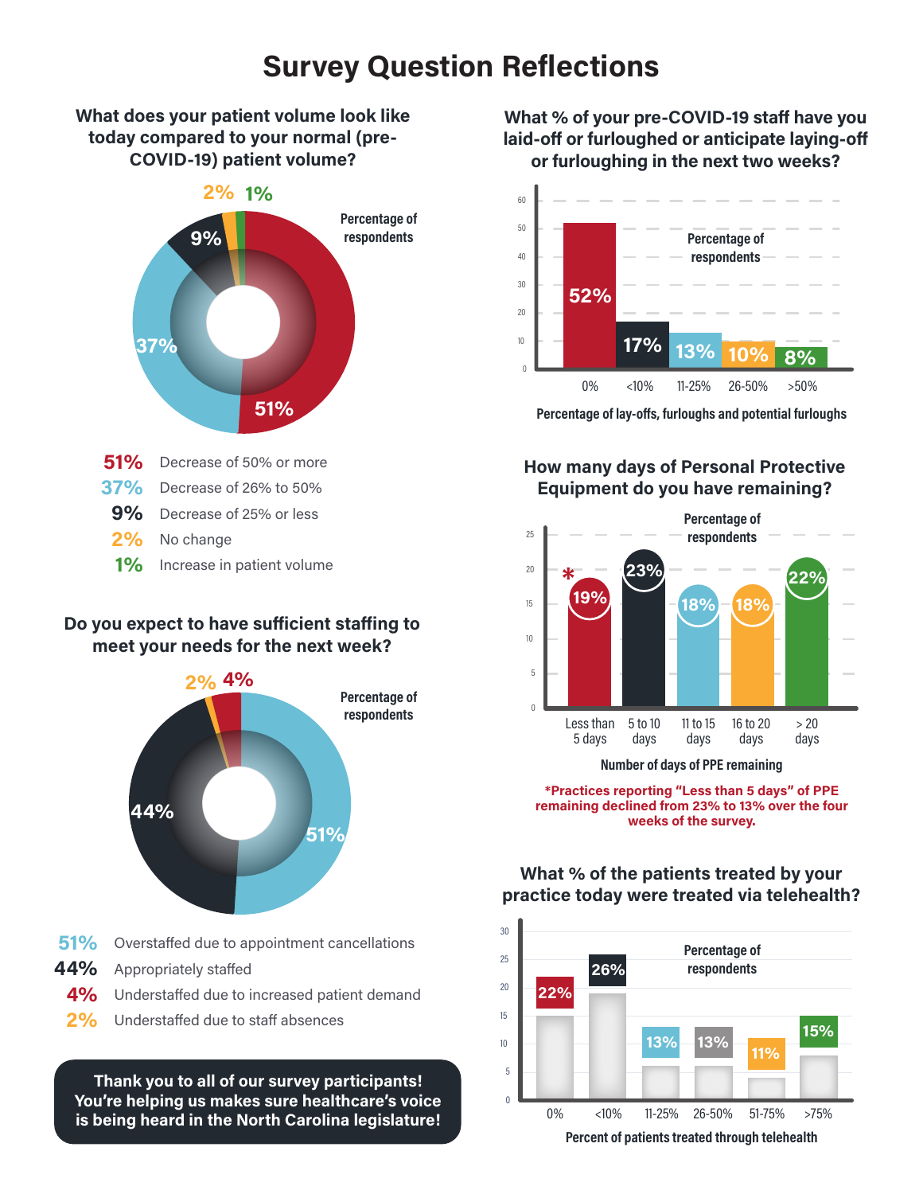# Survey Question Reflections

## What does your patient volume look like today compared to your normal (pre-COVID-19) patient volume?

Percentage of respondents

2% 1%

9%

37%

51%

- **51%** Decrease of 50% or more
- **37%** Decrease of 26% to 50%
- **9%** Decrease of 25% or less
- **2%** No change
- **1%** Increase in patient volume

## Do you expect to have sufficient staffing to meet your needs for the next week?

Percentage of respondents

2% 4%

44%

51%

- **51%** Overstaffed due to appointment cancellations
- **44%** Appropriately staffed
- **4%** Understaffed due to increased patient demand
- **2%** Understaffed due to staff absences

**Thank you to all of our survey participants! You're helping us makes sure healthcare's voice is being heard in the North Carolina legislature!**

## What % of your pre-COVID-19 staff have you laid-off or furloughed or anticipate laying-off or furloughing in the next two weeks?

Percentage of respondents

60
50
40
30
20
10
0

52% 17% 13% 10% 8%

0% <10% 11-25% 26-50% >50%

Percentage of lay-offs, furloughs and potential furloughs

## How many days of Personal Protective Equipment do you have remaining?

Percentage of respondents

25
20
15
10
5
0

* 19% 23% 18% 18% 22%

Less than 5 days | 5 to 10 days | 11 to 15 days | 16 to 20 days | > 20 days

Number of days of PPE remaining

*Practices reporting "Less than 5 days" of PPE remaining declined from 23% to 13% over the four weeks of the survey.

## What % of the patients treated by your practice today were treated via telehealth?

Percentage of respondents

30
25
20
15
10
5
0

22% 26% 13% 13% 11% 15%

0% <10% 11-25% 26-50% 51-75% >75%

Percent of patients treated through telehealth